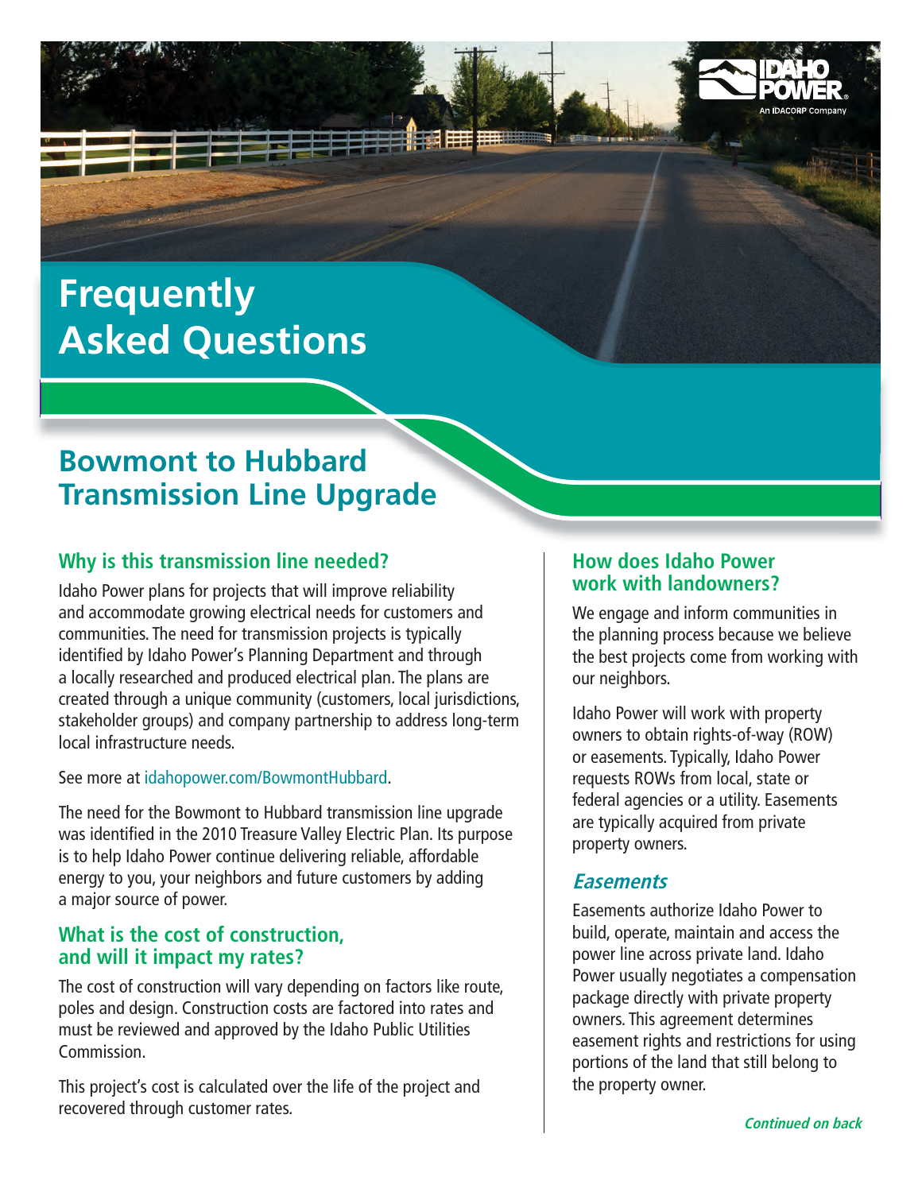# Frequently Asked Questions

## Bowmont to Hubbard Transmission Line Upgrade

### Why is this transmission line needed?

Idaho Power plans for projects that will improve reliability and accommodate growing electrical needs for customers and communities. The need for transmission projects is typically identified by Idaho Power's Planning Department and through a locally researched and produced electrical plan. The plans are created through a unique community (customers, local jurisdictions, stakeholder groups) and company partnership to address long-term local infrastructure needs.

See more at idahopower.com/BowmontHubbard.

The need for the Bowmont to Hubbard transmission line upgrade was identified in the 2010 Treasure Valley Electric Plan. Its purpose is to help Idaho Power continue delivering reliable, affordable energy to you, your neighbors and future customers by adding a major source of power.

### What is the cost of construction, and will it impact my rates?

The cost of construction will vary depending on factors like route, poles and design. Construction costs are factored into rates and must be reviewed and approved by the Idaho Public Utilities Commission.

This project's cost is calculated over the life of the project and recovered through customer rates.

### How does Idaho Power work with landowners?

We engage and inform communities in the planning process because we believe the best projects come from working with our neighbors.

Idaho Power will work with property owners to obtain rights-of-way (ROW) or easements. Typically, Idaho Power requests ROWs from local, state or federal agencies or a utility. Easements are typically acquired from private property owners.

#### *Easements*

Easements authorize Idaho Power to build, operate, maintain and access the power line across private land. Idaho Power usually negotiates a compensation package directly with private property owners. This agreement determines easement rights and restrictions for using portions of the land that still belong to the property owner.

***Continued on back***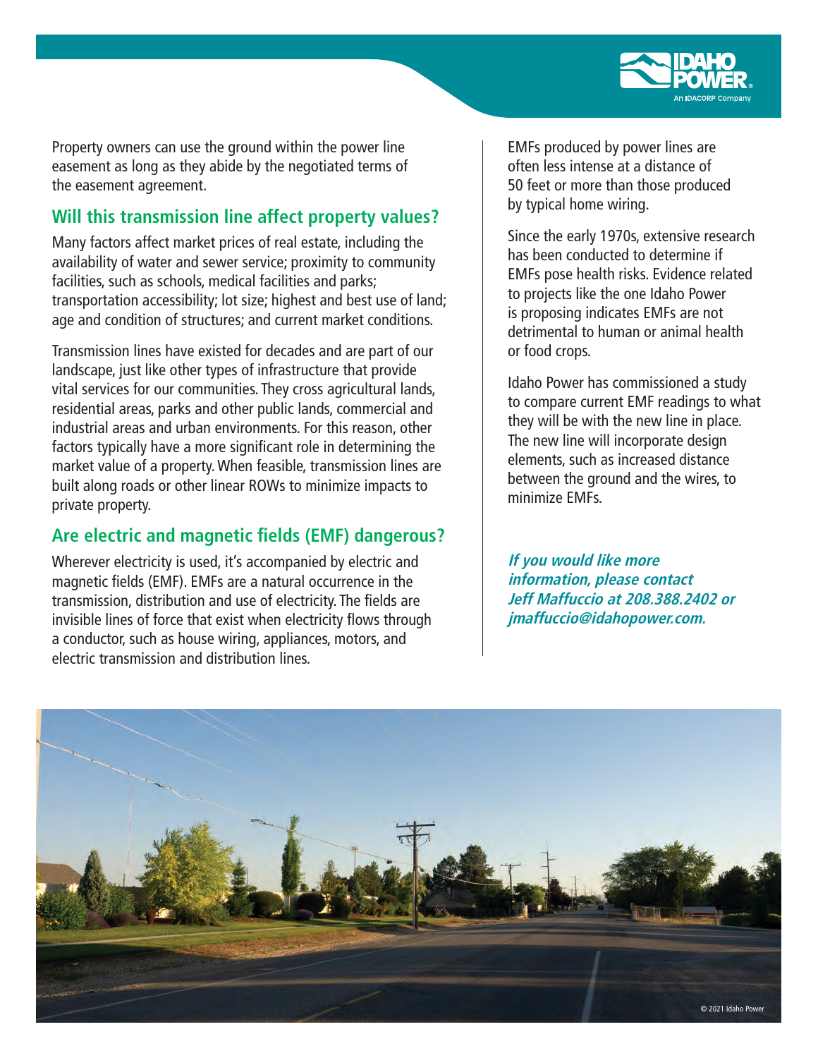Property owners can use the ground within the power line easement as long as they abide by the negotiated terms of the easement agreement.

## Will this transmission line affect property values?

Many factors affect market prices of real estate, including the availability of water and sewer service; proximity to community facilities, such as schools, medical facilities and parks; transportation accessibility; lot size; highest and best use of land; age and condition of structures; and current market conditions.

Transmission lines have existed for decades and are part of our landscape, just like other types of infrastructure that provide vital services for our communities. They cross agricultural lands, residential areas, parks and other public lands, commercial and industrial areas and urban environments. For this reason, other factors typically have a more significant role in determining the market value of a property. When feasible, transmission lines are built along roads or other linear ROWs to minimize impacts to private property.

## Are electric and magnetic fields (EMF) dangerous?

Wherever electricity is used, it's accompanied by electric and magnetic fields (EMF). EMFs are a natural occurrence in the transmission, distribution and use of electricity. The fields are invisible lines of force that exist when electricity flows through a conductor, such as house wiring, appliances, motors, and electric transmission and distribution lines.

EMFs produced by power lines are often less intense at a distance of 50 feet or more than those produced by typical home wiring.

Since the early 1970s, extensive research has been conducted to determine if EMFs pose health risks. Evidence related to projects like the one Idaho Power is proposing indicates EMFs are not detrimental to human or animal health or food crops.

Idaho Power has commissioned a study to compare current EMF readings to what they will be with the new line in place. The new line will incorporate design elements, such as increased distance between the ground and the wires, to minimize EMFs.

***If you would like more information, please contact Jeff Maffuccio at 208.388.2402 or jmaffuccio@idahopower.com.***

© 2021 Idaho Power